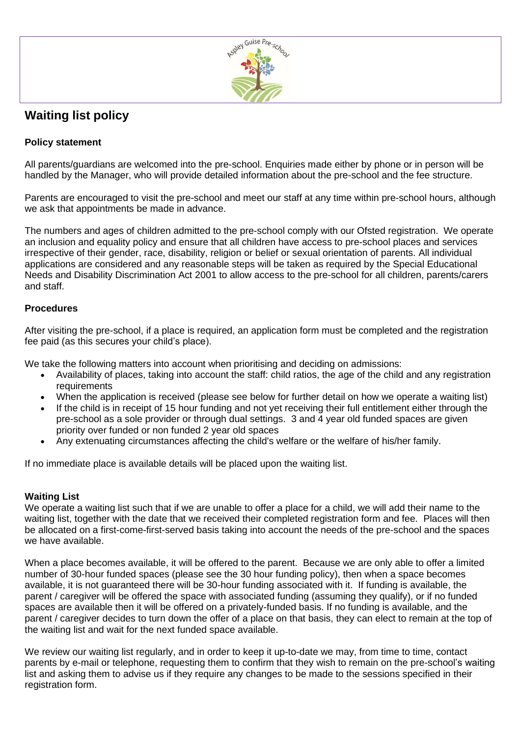# Waiting list policy

**Policy statement**

All parents/guardians are welcomed into the pre-school. Enquiries made either by phone or in person will be handled by the Manager, who will provide detailed information about the pre-school and the fee structure.

Parents are encouraged to visit the pre-school and meet our staff at any time within pre-school hours, although we ask that appointments be made in advance.

The numbers and ages of children admitted to the pre-school comply with our Ofsted registration. We operate an inclusion and equality policy and ensure that all children have access to pre-school places and services irrespective of their gender, race, disability, religion or belief or sexual orientation of parents. All individual applications are considered and any reasonable steps will be taken as required by the Special Educational Needs and Disability Discrimination Act 2001 to allow access to the pre-school for all children, parents/carers and staff.

**Procedures**

After visiting the pre-school, if a place is required, an application form must be completed and the registration fee paid (as this secures your child's place).

We take the following matters into account when prioritising and deciding on admissions:

- Availability of places, taking into account the staff: child ratios, the age of the child and any registration requirements
- When the application is received (please see below for further detail on how we operate a waiting list)
- If the child is in receipt of 15 hour funding and not yet receiving their full entitlement either through the pre-school as a sole provider or through dual settings. 3 and 4 year old funded spaces are given priority over funded or non funded 2 year old spaces
- Any extenuating circumstances affecting the child's welfare or the welfare of his/her family.

If no immediate place is available details will be placed upon the waiting list.

**Waiting List**

We operate a waiting list such that if we are unable to offer a place for a child, we will add their name to the waiting list, together with the date that we received their completed registration form and fee. Places will then be allocated on a first-come-first-served basis taking into account the needs of the pre-school and the spaces we have available.

When a place becomes available, it will be offered to the parent. Because we are only able to offer a limited number of 30-hour funded spaces (please see the 30 hour funding policy), then when a space becomes available, it is not guaranteed there will be 30-hour funding associated with it. If funding is available, the parent / caregiver will be offered the space with associated funding (assuming they qualify), or if no funded spaces are available then it will be offered on a privately-funded basis. If no funding is available, and the parent / caregiver decides to turn down the offer of a place on that basis, they can elect to remain at the top of the waiting list and wait for the next funded space available.

We review our waiting list regularly, and in order to keep it up-to-date we may, from time to time, contact parents by e-mail or telephone, requesting them to confirm that they wish to remain on the pre-school's waiting list and asking them to advise us if they require any changes to be made to the sessions specified in their registration form.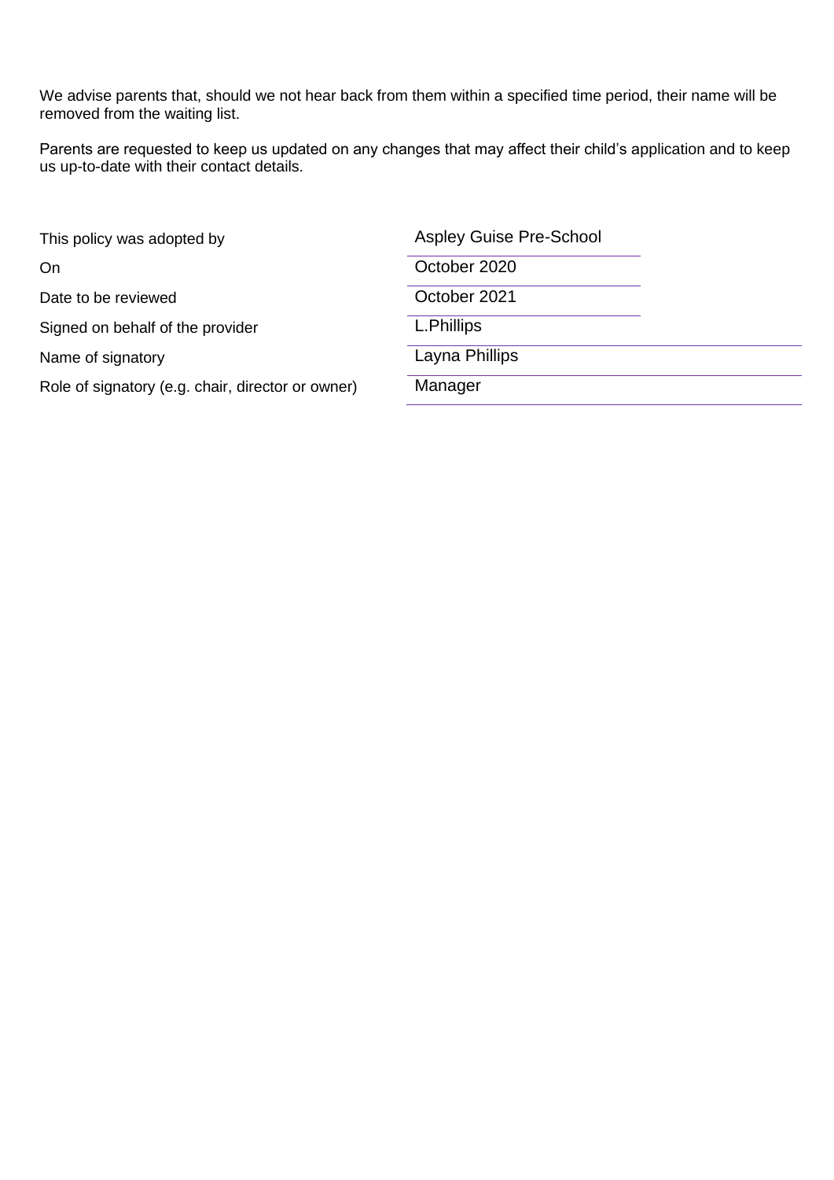We advise parents that, should we not hear back from them within a specified time period, their name will be removed from the waiting list.

Parents are requested to keep us updated on any changes that may affect their child's application and to keep us up-to-date with their contact details.

| | |
|---|---|
| This policy was adopted by | Aspley Guise Pre-School |
| On | October 2020 |
| Date to be reviewed | October 2021 |
| Signed on behalf of the provider | L.Phillips |
| Name of signatory | Layna Phillips |
| Role of signatory (e.g. chair, director or owner) | Manager |